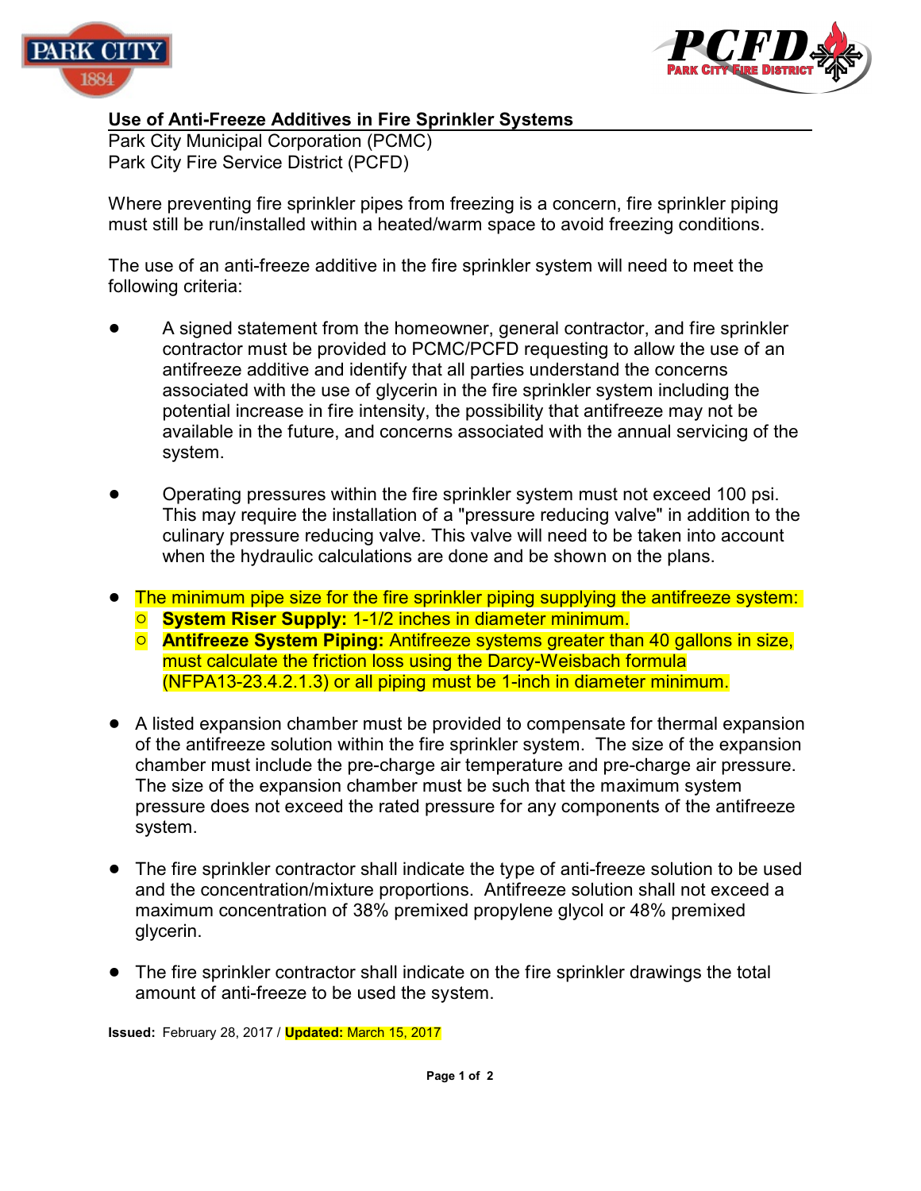## Use of Anti-Freeze Additives in Fire Sprinkler Systems

Park City Municipal Corporation (PCMC)
Park City Fire Service District (PCFD)

Where preventing fire sprinkler pipes from freezing is a concern, fire sprinkler piping must still be run/installed within a heated/warm space to avoid freezing conditions.

The use of an anti-freeze additive in the fire sprinkler system will need to meet the following criteria:

- A signed statement from the homeowner, general contractor, and fire sprinkler contractor must be provided to PCMC/PCFD requesting to allow the use of an antifreeze additive and identify that all parties understand the concerns associated with the use of glycerin in the fire sprinkler system including the potential increase in fire intensity, the possibility that antifreeze may not be available in the future, and concerns associated with the annual servicing of the system.

- Operating pressures within the fire sprinkler system must not exceed 100 psi. This may require the installation of a "pressure reducing valve" in addition to the culinary pressure reducing valve. This valve will need to be taken into account when the hydraulic calculations are done and be shown on the plans.

- The minimum pipe size for the fire sprinkler piping supplying the antifreeze system:
  - **System Riser Supply:** 1-1/2 inches in diameter minimum.
  - **Antifreeze System Piping:** Antifreeze systems greater than 40 gallons in size, must calculate the friction loss using the Darcy-Weisbach formula (NFPA13-23.4.2.1.3) or all piping must be 1-inch in diameter minimum.

- A listed expansion chamber must be provided to compensate for thermal expansion of the antifreeze solution within the fire sprinkler system. The size of the expansion chamber must include the pre-charge air temperature and pre-charge air pressure. The size of the expansion chamber must be such that the maximum system pressure does not exceed the rated pressure for any components of the antifreeze system.

- The fire sprinkler contractor shall indicate the type of anti-freeze solution to be used and the concentration/mixture proportions. Antifreeze solution shall not exceed a maximum concentration of 38% premixed propylene glycol or 48% premixed glycerin.

- The fire sprinkler contractor shall indicate on the fire sprinkler drawings the total amount of anti-freeze to be used the system.

**Issued:** February 28, 2017 / **Updated:** March 15, 2017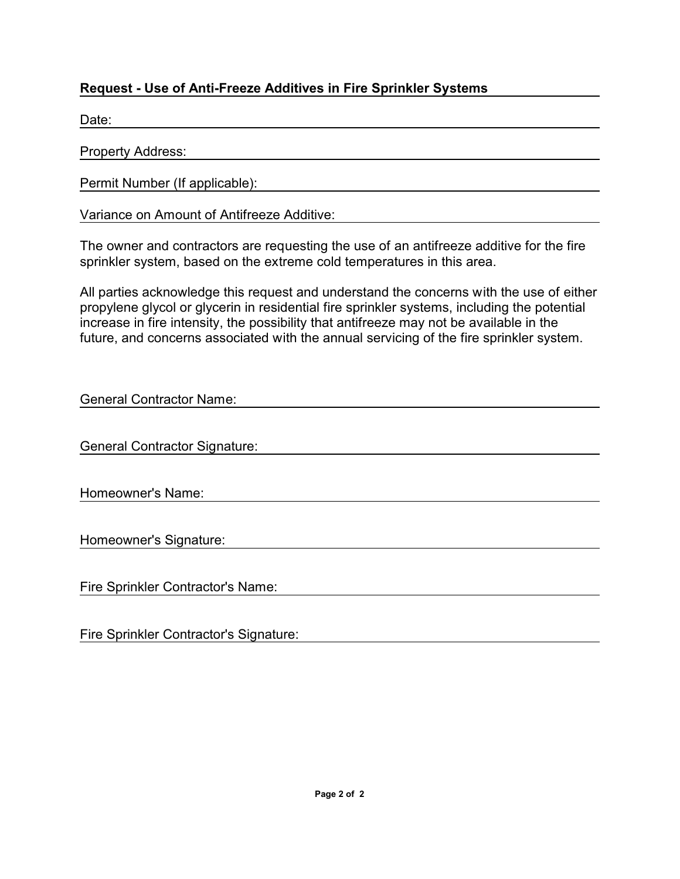## Request - Use of Anti-Freeze Additives in Fire Sprinkler Systems

Date: \_\_\_\_\_\_\_\_\_\_\_\_\_\_\_\_\_\_\_\_\_\_\_\_\_\_\_\_\_\_\_\_\_\_\_\_\_\_\_\_

Property Address: \_\_\_\_\_\_\_\_\_\_\_\_\_\_\_\_\_\_\_\_\_\_\_\_\_\_\_\_\_\_\_\_\_\_\_\_\_\_\_\_

Permit Number (If applicable): \_\_\_\_\_\_\_\_\_\_\_\_\_\_\_\_\_\_\_\_\_\_\_\_\_\_\_\_\_\_\_\_\_\_\_\_\_\_\_\_

Variance on Amount of Antifreeze Additive: \_\_\_\_\_\_\_\_\_\_\_\_\_\_\_\_\_\_\_\_\_\_\_\_\_\_\_\_\_\_\_\_\_\_\_\_\_\_\_\_

The owner and contractors are requesting the use of an antifreeze additive for the fire sprinkler system, based on the extreme cold temperatures in this area.

All parties acknowledge this request and understand the concerns with the use of either propylene glycol or glycerin in residential fire sprinkler systems, including the potential increase in fire intensity, the possibility that antifreeze may not be available in the future, and concerns associated with the annual servicing of the fire sprinkler system.

General Contractor Name: \_\_\_\_\_\_\_\_\_\_\_\_\_\_\_\_\_\_\_\_\_\_\_\_\_\_\_\_\_\_\_\_\_\_\_\_\_\_\_\_

General Contractor Signature: \_\_\_\_\_\_\_\_\_\_\_\_\_\_\_\_\_\_\_\_\_\_\_\_\_\_\_\_\_\_\_\_\_\_\_\_\_\_\_\_

Homeowner's Name: \_\_\_\_\_\_\_\_\_\_\_\_\_\_\_\_\_\_\_\_\_\_\_\_\_\_\_\_\_\_\_\_\_\_\_\_\_\_\_\_

Homeowner's Signature: \_\_\_\_\_\_\_\_\_\_\_\_\_\_\_\_\_\_\_\_\_\_\_\_\_\_\_\_\_\_\_\_\_\_\_\_\_\_\_\_

Fire Sprinkler Contractor's Name: \_\_\_\_\_\_\_\_\_\_\_\_\_\_\_\_\_\_\_\_\_\_\_\_\_\_\_\_\_\_\_\_\_\_\_\_\_\_\_\_

Fire Sprinkler Contractor's Signature: \_\_\_\_\_\_\_\_\_\_\_\_\_\_\_\_\_\_\_\_\_\_\_\_\_\_\_\_\_\_\_\_\_\_\_\_\_\_\_\_